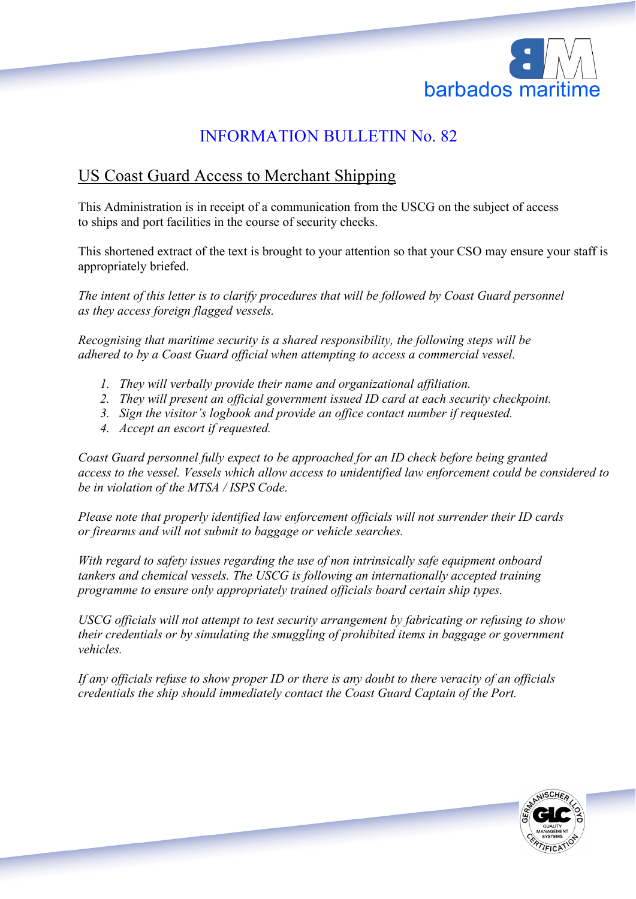barbados maritime

# INFORMATION BULLETIN No. 82

## US Coast Guard Access to Merchant Shipping

This Administration is in receipt of a communication from the USCG on the subject of access to ships and port facilities in the course of security checks.

This shortened extract of the text is brought to your attention so that your CSO may ensure your staff is appropriately briefed.

*The intent of this letter is to clarify procedures that will be followed by Coast Guard personnel as they access foreign flagged vessels.*

*Recognising that maritime security is a shared responsibility, the following steps will be adhered to by a Coast Guard official when attempting to access a commercial vessel.*

1. *They will verbally provide their name and organizational affiliation.*
2. *They will present an official government issued ID card at each security checkpoint.*
3. *Sign the visitor's logbook and provide an office contact number if requested.*
4. *Accept an escort if requested.*

*Coast Guard personnel fully expect to be approached for an ID check before being granted access to the vessel. Vessels which allow access to unidentified law enforcement could be considered to be in violation of the MTSA / ISPS Code.*

*Please note that properly identified law enforcement officials will not surrender their ID cards or firearms and will not submit to baggage or vehicle searches.*

*With regard to safety issues regarding the use of non intrinsically safe equipment onboard tankers and chemical vessels. The USCG is following an internationally accepted training programme to ensure only appropriately trained officials board certain ship types.*

*USCG officials will not attempt to test security arrangement by fabricating or refusing to show their credentials or by simulating the smuggling of prohibited items in baggage or government vehicles.*

*If any officials refuse to show proper ID or there is any doubt to there veracity of an officials credentials the ship should immediately contact the Coast Guard Captain of the Port.*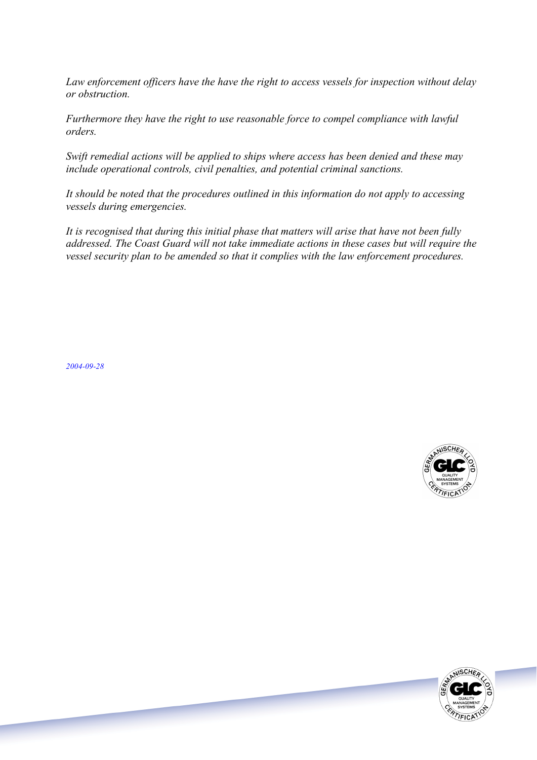*Law enforcement officers have the have the right to access vessels for inspection without delay or obstruction.*

*Furthermore they have the right to use reasonable force to compel compliance with lawful orders.*

*Swift remedial actions will be applied to ships where access has been denied and these may include operational controls, civil penalties, and potential criminal sanctions.*

*It should be noted that the procedures outlined in this information do not apply to accessing vessels during emergencies.*

*It is recognised that during this initial phase that matters will arise that have not been fully addressed. The Coast Guard will not take immediate actions in these cases but will require the vessel security plan to be amended so that it complies with the law enforcement procedures.*

*2004-09-28*